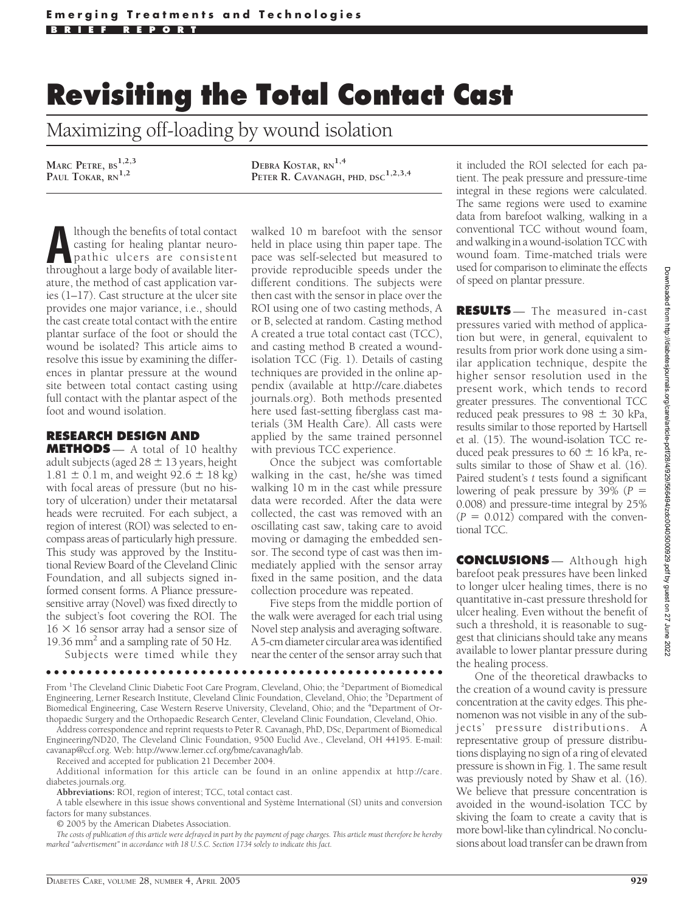Emerging Treatments and Technologies

BRIEF REPORT

# Revisiting the Total Contact Cast

## Maximizing off-loading by wound isolation

MARC PETRE, BS[1,2,3]
PAUL TOKAR, RN[1,2]
DEBRA KOSTAR, RN[1,4]
PETER R. CAVANAGH, PHD, DSC[1,2,3,4]

Although the benefits of total contact casting for healing plantar neuropathic ulcers are consistent throughout a large body of available literature, the method of cast application varies (1–17). Cast structure at the ulcer site provides one major variance, i.e., should the cast create total contact with the entire plantar surface of the foot or should the wound be isolated? This article aims to resolve this issue by examining the differences in plantar pressure at the wound site between total contact casting using full contact with the plantar aspect of the foot and wound isolation.

## RESEARCH DESIGN AND METHODS

A total of 10 healthy adult subjects (aged 28 ± 13 years, height 1.81 ± 0.1 m, and weight 92.6 ± 18 kg) with focal areas of pressure (but no history of ulceration) under their metatarsal heads were recruited. For each subject, a region of interest (ROI) was selected to encompass areas of particularly high pressure. This study was approved by the Institutional Review Board of the Cleveland Clinic Foundation, and all subjects signed informed consent forms. A Pliance pressure-sensitive array (Novel) was fixed directly to the subject's foot covering the ROI. The 16 × 16 sensor array had a sensor size of 19.36 mm$^2$ and a sampling rate of 50 Hz.

Subjects were timed while they walked 10 m barefoot with the sensor held in place using thin paper tape. The pace was self-selected but measured to provide reproducible speeds under the different conditions. The subjects were then cast with the sensor in place over the ROI using one of two casting methods, A or B, selected at random. Casting method A created a true total contact cast (TCC), and casting method B created a wound-isolation TCC (Fig. 1). Details of casting techniques are provided in the online appendix (available at http://care.diabetesjournals.org). Both methods presented here used fast-setting fiberglass cast materials (3M Health Care). All casts were applied by the same trained personnel with previous TCC experience.

Once the subject was comfortable walking in the cast, he/she was timed walking 10 m in the cast while pressure data were recorded. After the data were collected, the cast was removed with an oscillating cast saw, taking care to avoid moving or damaging the embedded sensor. The second type of cast was then immediately applied with the sensor array fixed in the same position, and the data collection procedure was repeated.

Five steps from the middle portion of the walk were averaged for each trial using Novel step analysis and averaging software. A 5-cm diameter circular area was identified near the center of the sensor array such that it included the ROI selected for each patient. The peak pressure and pressure-time integral in these regions were calculated. The same regions were used to examine data from barefoot walking, walking in a conventional TCC without wound foam, and walking in a wound-isolation TCC with wound foam. Time-matched trials were used for comparison to eliminate the effects of speed on plantar pressure.

## RESULTS

The measured in-cast pressures varied with method of application but were, in general, equivalent to results from prior work done using a similar application technique, despite the higher sensor resolution used in the present work, which tends to record greater pressures. The conventional TCC reduced peak pressures to 98 ± 30 kPa, results similar to those reported by Hartsell et al. (15). The wound-isolation TCC reduced peak pressures to 60 ± 16 kPa, results similar to those of Shaw et al. (16). Paired student's $t$ tests found a significant lowering of peak pressure by 39% ($P = 0.008$) and pressure-time integral by 25% ($P = 0.012$) compared with the conventional TCC.

## CONCLUSIONS

Although high barefoot peak pressures have been linked to longer ulcer healing times, there is no quantitative in-cast pressure threshold for ulcer healing. Even without the benefit of such a threshold, it is reasonable to suggest that clinicians should take any means available to lower plantar pressure during the healing process.

One of the theoretical drawbacks to the creation of a wound cavity is pressure concentration at the cavity edges. This phenomenon was not visible in any of the subjects' pressure distributions. A representative group of pressure distributions displaying no sign of a ring of elevated pressure is shown in Fig. 1. The same result was previously noted by Shaw et al. (16). We believe that pressure concentration is avoided in the wound-isolation TCC by skiving the foam to create a cavity that is more bowl-like than cylindrical. No conclusions about load transfer can be drawn from

---

From [1]The Cleveland Clinic Diabetic Foot Care Program, Cleveland, Ohio; the [2]Department of Biomedical Engineering, Lerner Research Institute, Cleveland Clinic Foundation, Cleveland, Ohio; the [3]Department of Biomedical Engineering, Case Western Reserve University, Cleveland, Ohio; and the [4]Department of Orthopaedic Surgery and the Orthopaedic Research Center, Cleveland Clinic Foundation, Cleveland, Ohio.

Address correspondence and reprint requests to Peter R. Cavanagh, PhD, DSc, Department of Biomedical Engineering/ND20, The Cleveland Clinic Foundation, 9500 Euclid Ave., Cleveland, OH 44195. E-mail: cavanap@ccf.org. Web: http://www.lerner.ccf.org/bme/cavanagh/lab.

Received and accepted for publication 21 December 2004.

Additional information for this article can be found in an online appendix at http://care.diabetes.journals.org.

**Abbreviations:** ROI, region of interest; TCC, total contact cast.

A table elsewhere in this issue shows conventional and Système International (SI) units and conversion factors for many substances.

© 2005 by the American Diabetes Association.

*The costs of publication of this article were defrayed in part by the payment of page charges. This article must therefore be hereby marked "advertisement" in accordance with 18 U.S.C. Section 1734 solely to indicate this fact.*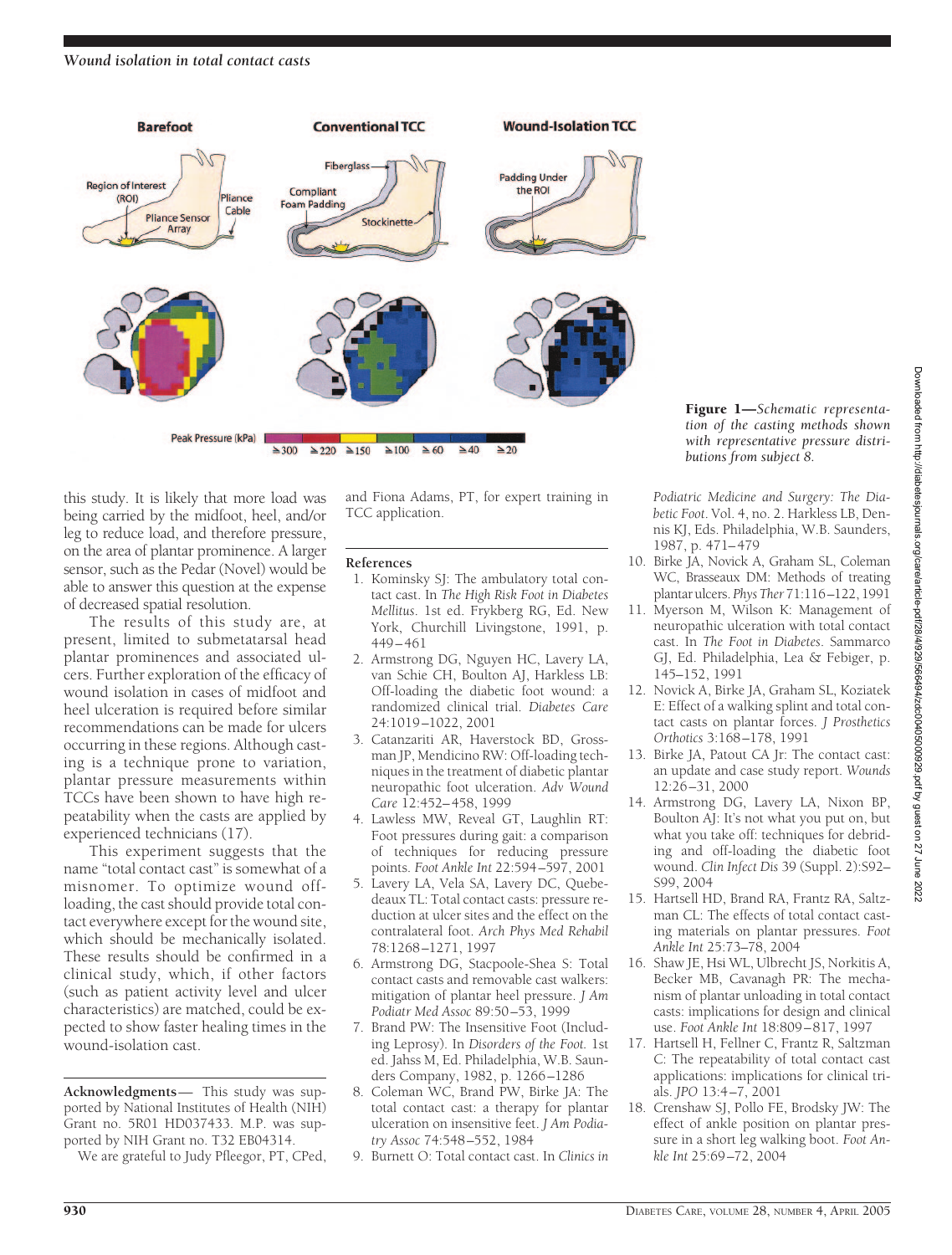Barefoot

Conventional TCC

Wound-Isolation TCC

Region of Interest (ROI)

Pliance Cable

Pliance Sensor Array

Fiberglass

Compliant Foam Padding

Stockinette

Padding Under the ROI

Peak Pressure (kPa)

≥300 ≥220 ≥150 ≥100 ≥60 ≥40 ≥20

**Figure 1**—*Schematic representation of the casting methods shown with representative pressure distributions from subject 8.*

this study. It is likely that more load was being carried by the midfoot, heel, and/or leg to reduce load, and therefore pressure, on the area of plantar prominence. A larger sensor, such as the Pedar (Novel) would be able to answer this question at the expense of decreased spatial resolution.

The results of this study are, at present, limited to submetatarsal head plantar prominences and associated ulcers. Further exploration of the efficacy of wound isolation in cases of midfoot and heel ulceration is required before similar recommendations can be made for ulcers occurring in these regions. Although casting is a technique prone to variation, plantar pressure measurements within TCCs have been shown to have high repeatability when the casts are applied by experienced technicians (17).

This experiment suggests that the name "total contact cast" is somewhat of a misnomer. To optimize wound offloading, the cast should provide total contact everywhere except for the wound site, which should be mechanically isolated. These results should be confirmed in a clinical study, which, if other factors (such as patient activity level and ulcer characteristics) are matched, could be expected to show faster healing times in the wound-isolation cast.

**Acknowledgments**— This study was supported by National Institutes of Health (NIH) Grant no. 5R01 HD037433. M.P. was supported by NIH Grant no. T32 EB04314.

We are grateful to Judy Pfleegor, PT, CPed, and Fiona Adams, PT, for expert training in TCC application.

## References

1. Kominsky SJ: The ambulatory total contact cast. In *The High Risk Foot in Diabetes Mellitus*. 1st ed. Frykberg RG, Ed. New York, Churchill Livingstone, 1991, p. 449–461
2. Armstrong DG, Nguyen HC, Lavery LA, van Schie CH, Boulton AJ, Harkless LB: Off-loading the diabetic foot wound: a randomized clinical trial. *Diabetes Care* 24:1019–1022, 2001
3. Catanzariti AR, Haverstock BD, Grossman JP, Mendicino RW: Off-loading techniques in the treatment of diabetic plantar neuropathic foot ulceration. *Adv Wound Care* 12:452–458, 1999
4. Lawless MW, Reveal GT, Laughlin RT: Foot pressures during gait: a comparison of techniques for reducing pressure points. *Foot Ankle Int* 22:594–597, 2001
5. Lavery LA, Vela SA, Lavery DC, Quebedeaux TL: Total contact casts: pressure reduction at ulcer sites and the effect on the contralateral foot. *Arch Phys Med Rehabil* 78:1268–1271, 1997
6. Armstrong DG, Stacpoole-Shea S: Total contact casts and removable cast walkers: mitigation of plantar heel pressure. *J Am Podiatr Med Assoc* 89:50–53, 1999
7. Brand PW: The Insensitive Foot (Including Leprosy). In *Disorders of the Foot*. 1st ed. Jahss M, Ed. Philadelphia, W.B. Saunders Company, 1982, p. 1266–1286
8. Coleman WC, Brand PW, Birke JA: The total contact cast: a therapy for plantar ulceration on insensitive feet. *J Am Podiatry Assoc* 74:548–552, 1984
9. Burnett O: Total contact cast. In *Clinics in Podiatric Medicine and Surgery: The Diabetic Foot*. Vol. 4, no. 2. Harkless LB, Dennis KJ, Eds. Philadelphia, W.B. Saunders, 1987, p. 471–479
10. Birke JA, Novick A, Graham SL, Coleman WC, Brasseaux DM: Methods of treating plantar ulcers. *Phys Ther* 71:116–122, 1991
11. Myerson M, Wilson K: Management of neuropathic ulceration with total contact cast. In *The Foot in Diabetes*. Sammarco GJ, Ed. Philadelphia, Lea & Febiger, p. 145–152, 1991
12. Novick A, Birke JA, Graham SL, Koziatek E: Effect of a walking splint and total contact casts on plantar forces. *J Prosthetics Orthotics* 3:168–178, 1991
13. Birke JA, Patout CA Jr: The contact cast: an update and case study report. *Wounds* 12:26–31, 2000
14. Armstrong DG, Lavery LA, Nixon BP, Boulton AJ: It's not what you put on, but what you take off: techniques for debriding and off-loading the diabetic foot wound. *Clin Infect Dis* 39 (Suppl. 2):S92–S99, 2004
15. Hartsell HD, Brand RA, Frantz RA, Saltzman CL: The effects of total contact casting materials on plantar pressures. *Foot Ankle Int* 25:73–78, 2004
16. Shaw JE, Hsi WL, Ulbrecht JS, Norkitis A, Becker MB, Cavanagh PR: The mechanism of plantar unloading in total contact casts: implications for design and clinical use. *Foot Ankle Int* 18:809–817, 1997
17. Hartsell H, Fellner C, Frantz R, Saltzman C: The repeatability of total contact cast applications: implications for clinical trials. *JPO* 13:4–7, 2001
18. Crenshaw SJ, Pollo FE, Brodsky JW: The effect of ankle position on plantar pressure in a short leg walking boot. *Foot Ankle Int* 25:69–72, 2004